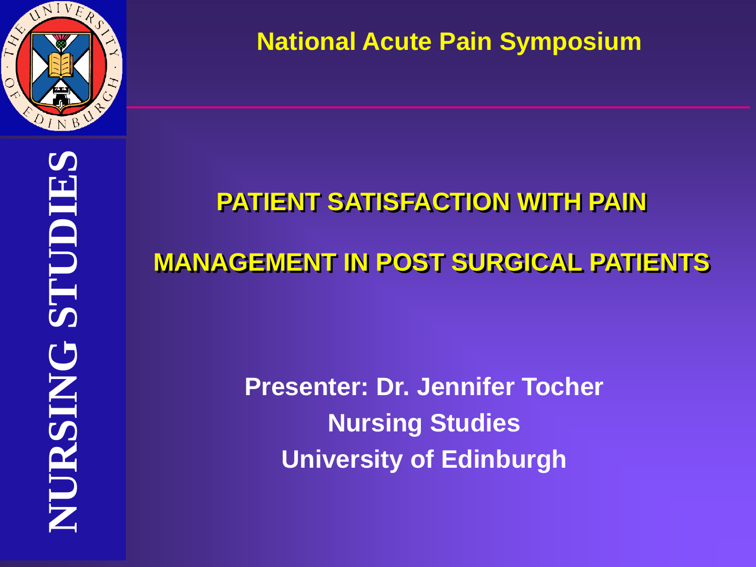National Acute Pain Symposium

NURSING STUDIES

# PATIENT SATISFACTION WITH PAIN MANAGEMENT IN POST SURGICAL PATIENTS

**Presenter: Dr. Jennifer Tocher**
**Nursing Studies**
**University of Edinburgh**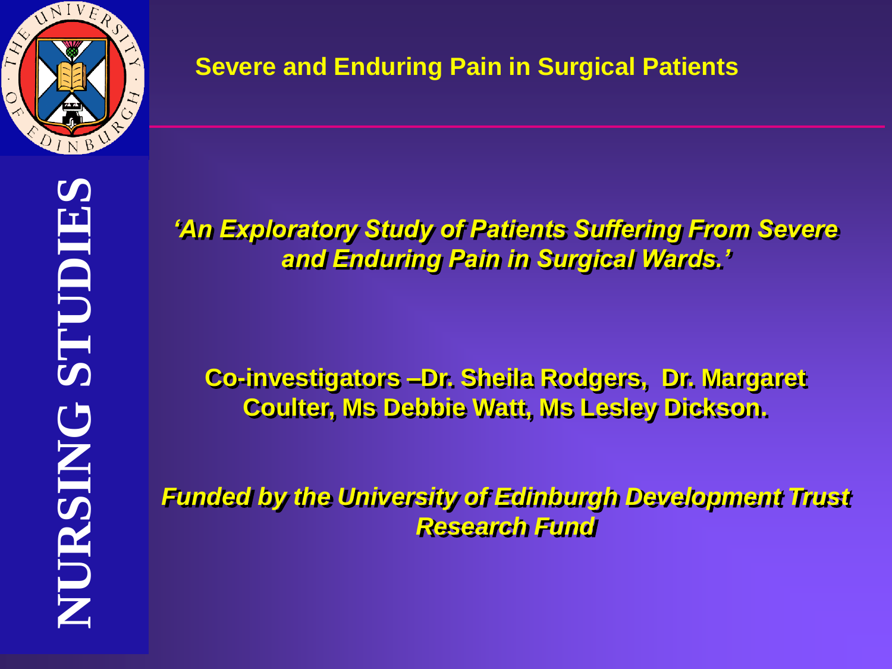# Severe and Enduring Pain in Surgical Patients

NURSING STUDIES

***'An Exploratory Study of Patients Suffering From Severe and Enduring Pain in Surgical Wards.'***

**Co-investigators –Dr. Sheila Rodgers, Dr. Margaret Coulter, Ms Debbie Watt, Ms Lesley Dickson.**

***Funded by the University of Edinburgh Development Trust Research Fund***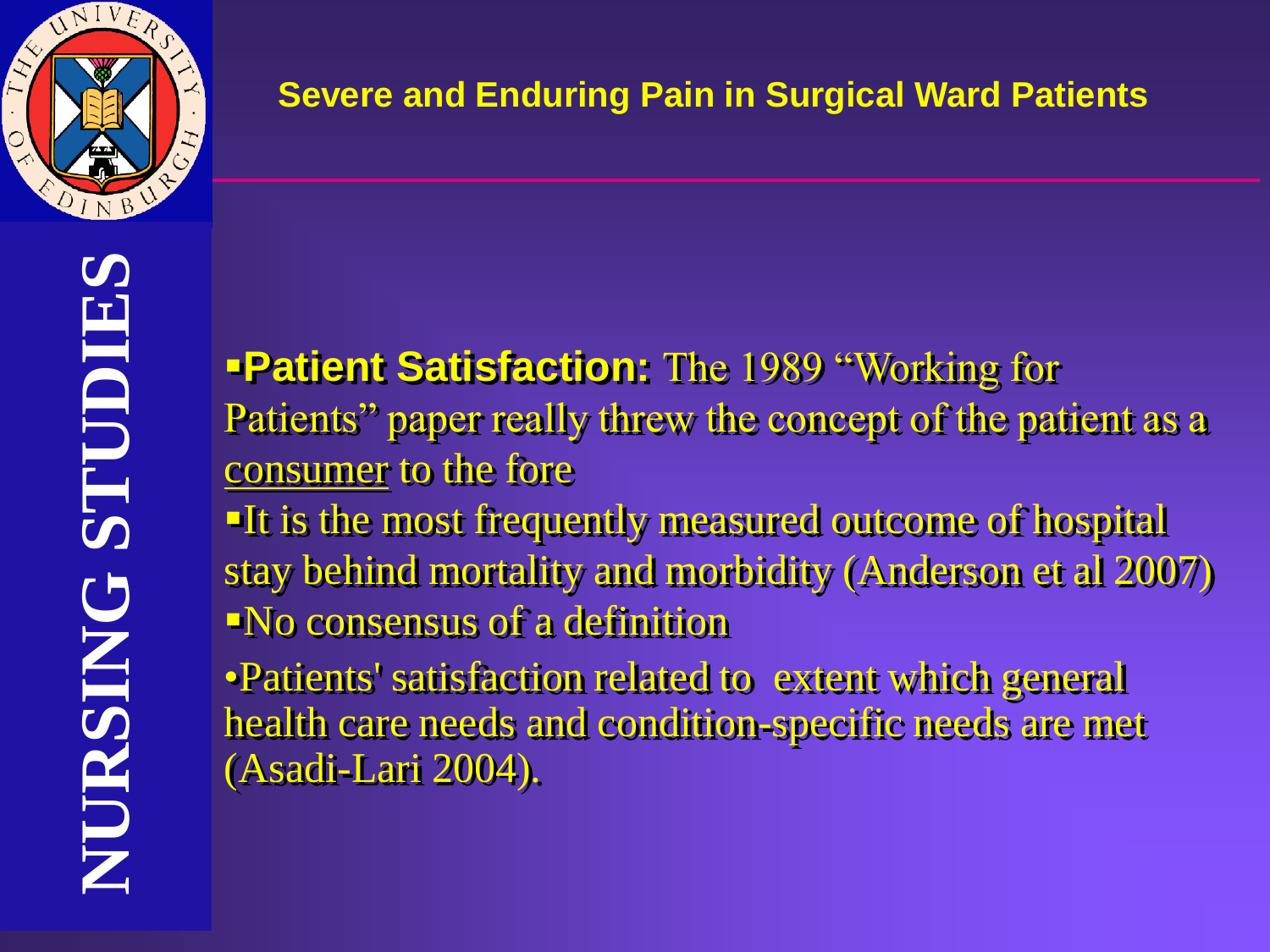## Severe and Enduring Pain in Surgical Ward Patients

- **Patient Satisfaction:** The 1989 "Working for Patients" paper really threw the concept of the patient as a consumer to the fore
- It is the most frequently measured outcome of hospital stay behind mortality and morbidity (Anderson et al 2007)
- No consensus of a definition

- Patients' satisfaction related to extent which general health care needs and condition-specific needs are met (Asadi-Lari 2004).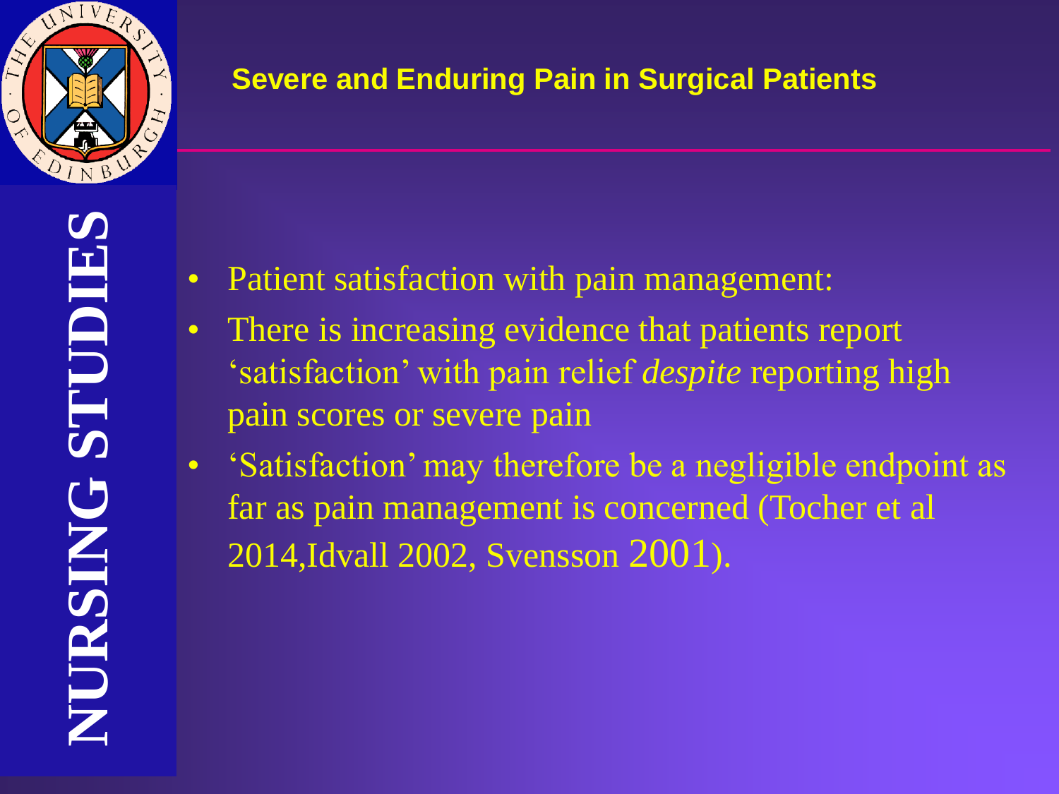## Severe and Enduring Pain in Surgical Patients

- Patient satisfaction with pain management:
- There is increasing evidence that patients report ‘satisfaction’ with pain relief *despite* reporting high pain scores or severe pain
- ‘Satisfaction’ may therefore be a negligible endpoint as far as pain management is concerned (Tocher et al 2014,Idvall 2002, Svensson 2001).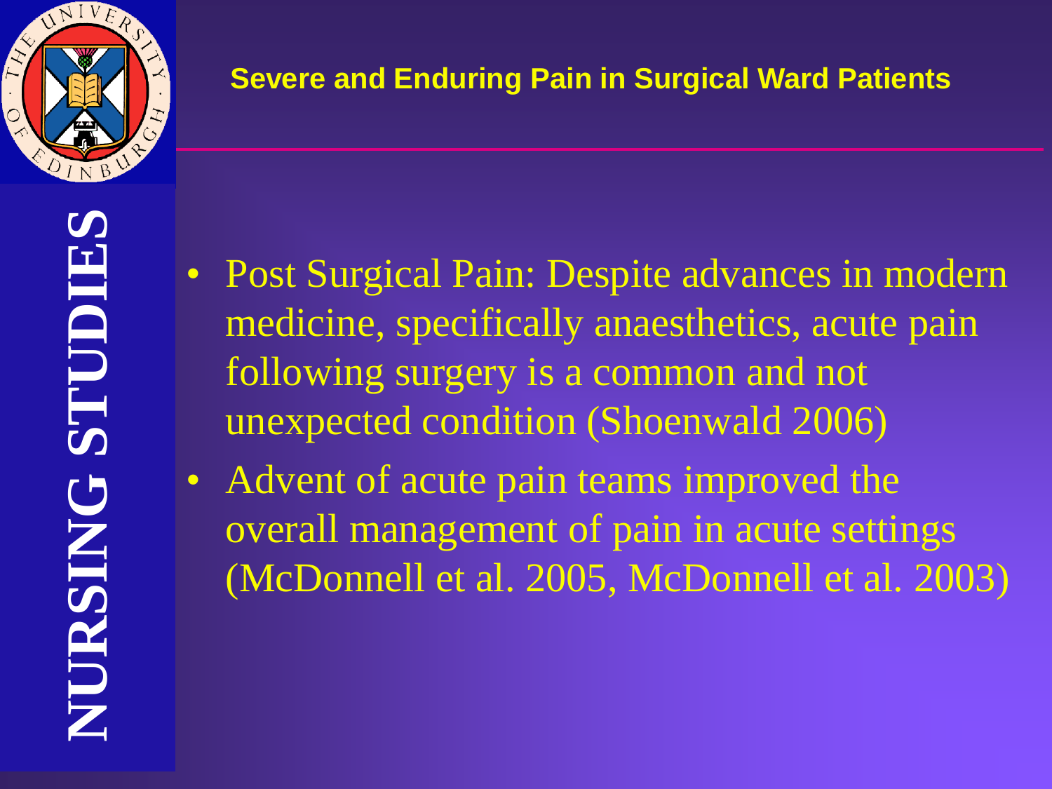## Severe and Enduring Pain in Surgical Ward Patients

- Post Surgical Pain: Despite advances in modern medicine, specifically anaesthetics, acute pain following surgery is a common and not unexpected condition (Shoenwald 2006)
- Advent of acute pain teams improved the overall management of pain in acute settings (McDonnell et al. 2005, McDonnell et al. 2003)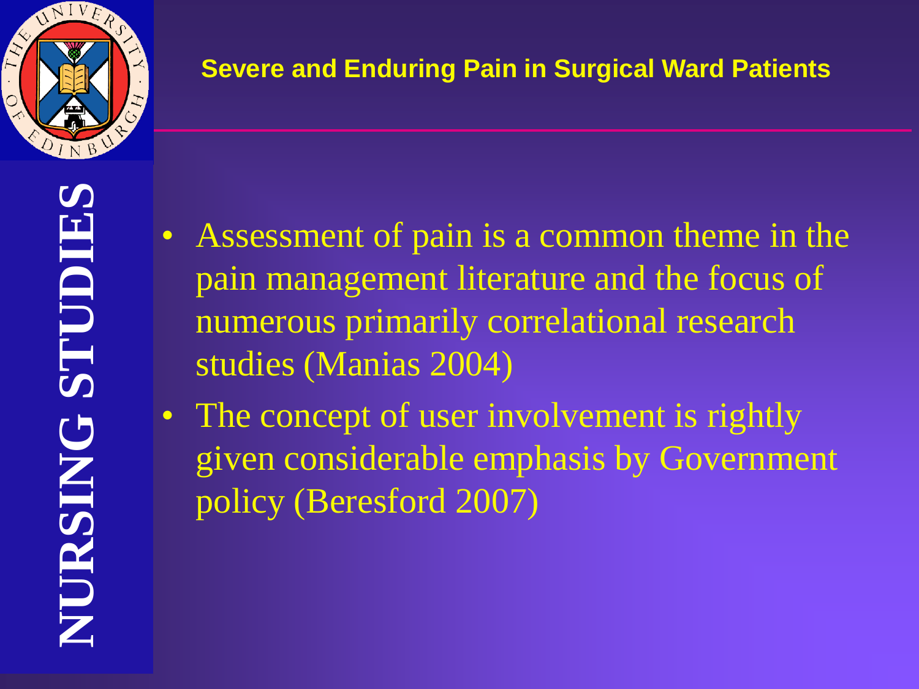## Severe and Enduring Pain in Surgical Ward Patients

- Assessment of pain is a common theme in the pain management literature and the focus of numerous primarily correlational research studies (Manias 2004)
- The concept of user involvement is rightly given considerable emphasis by Government policy (Beresford 2007)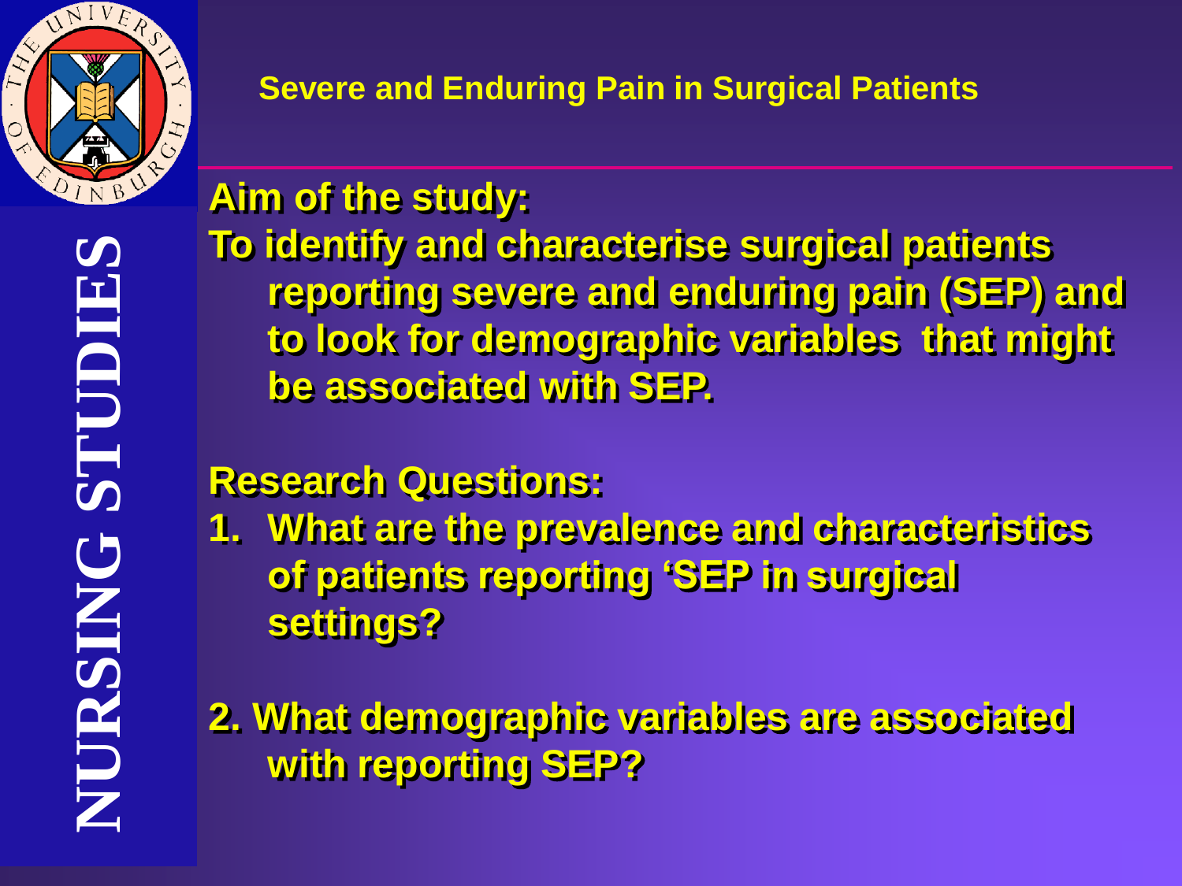## Severe and Enduring Pain in Surgical Patients

**Aim of the study:**

**To identify and characterise surgical patients reporting severe and enduring pain (SEP) and to look for demographic variables that might be associated with SEP.**

**Research Questions:**

1. **What are the prevalence and characteristics of patients reporting 'SEP in surgical settings?**

2. **What demographic variables are associated with reporting SEP?**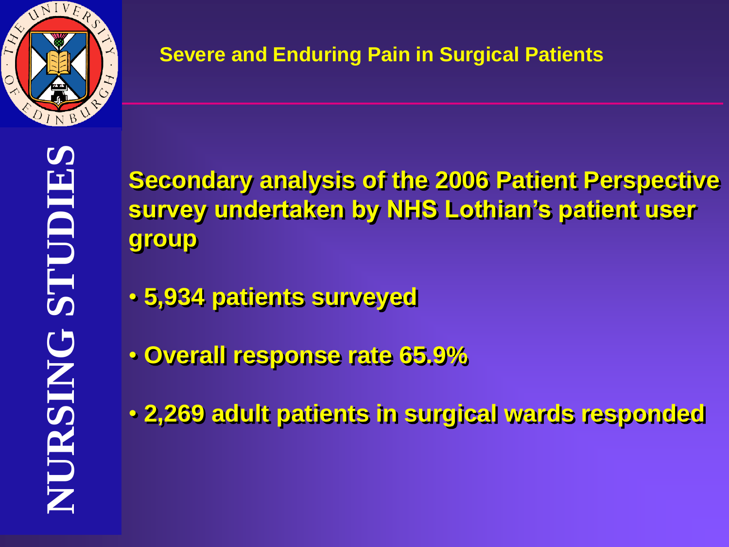## Severe and Enduring Pain in Surgical Patients

**Secondary analysis of the 2006 Patient Perspective survey undertaken by NHS Lothian's patient user group**

- **5,934 patients surveyed**
- **Overall response rate 65.9%**
- **2,269 adult patients in surgical wards responded**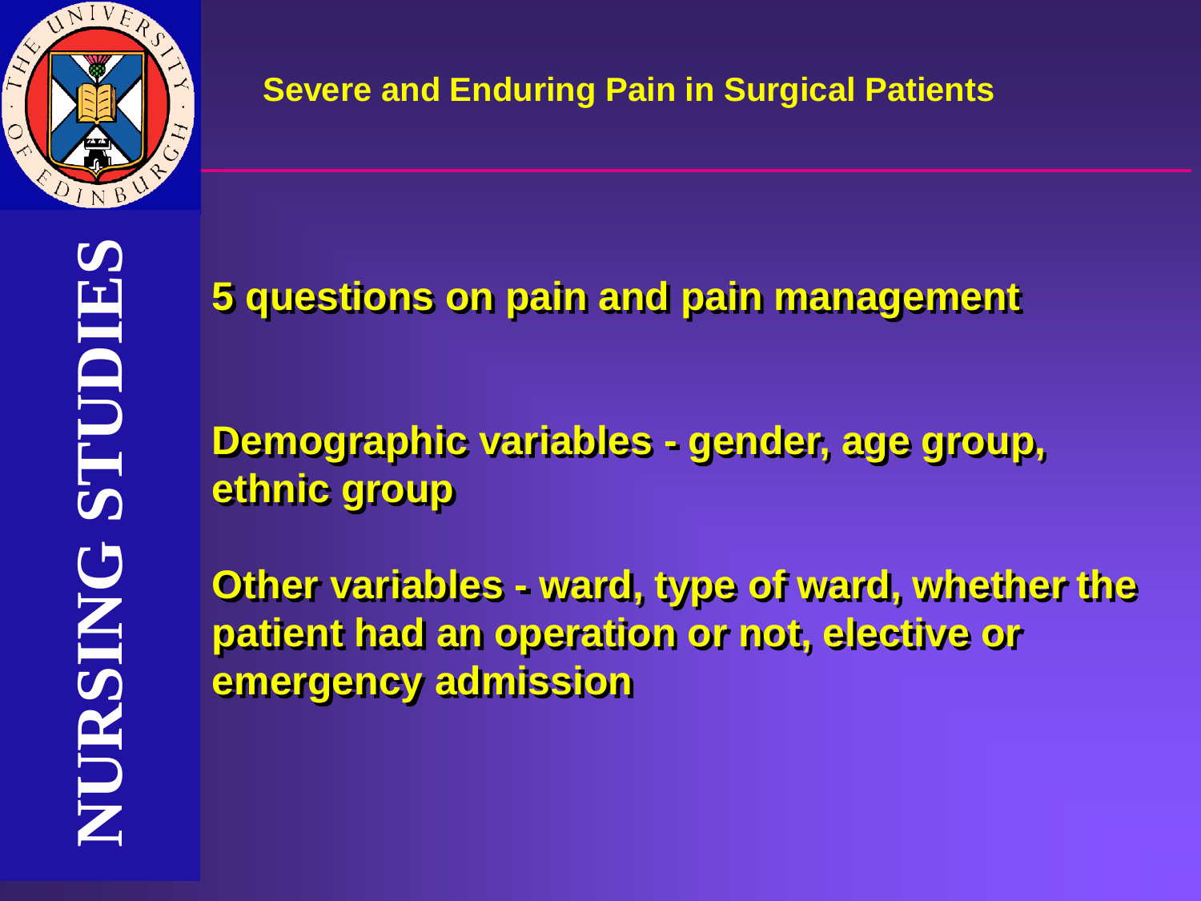## Severe and Enduring Pain in Surgical Patients

NURSING STUDIES

**5 questions on pain and pain management**

**Demographic variables - gender, age group, ethnic group**

**Other variables - ward, type of ward, whether the patient had an operation or not, elective or emergency admission**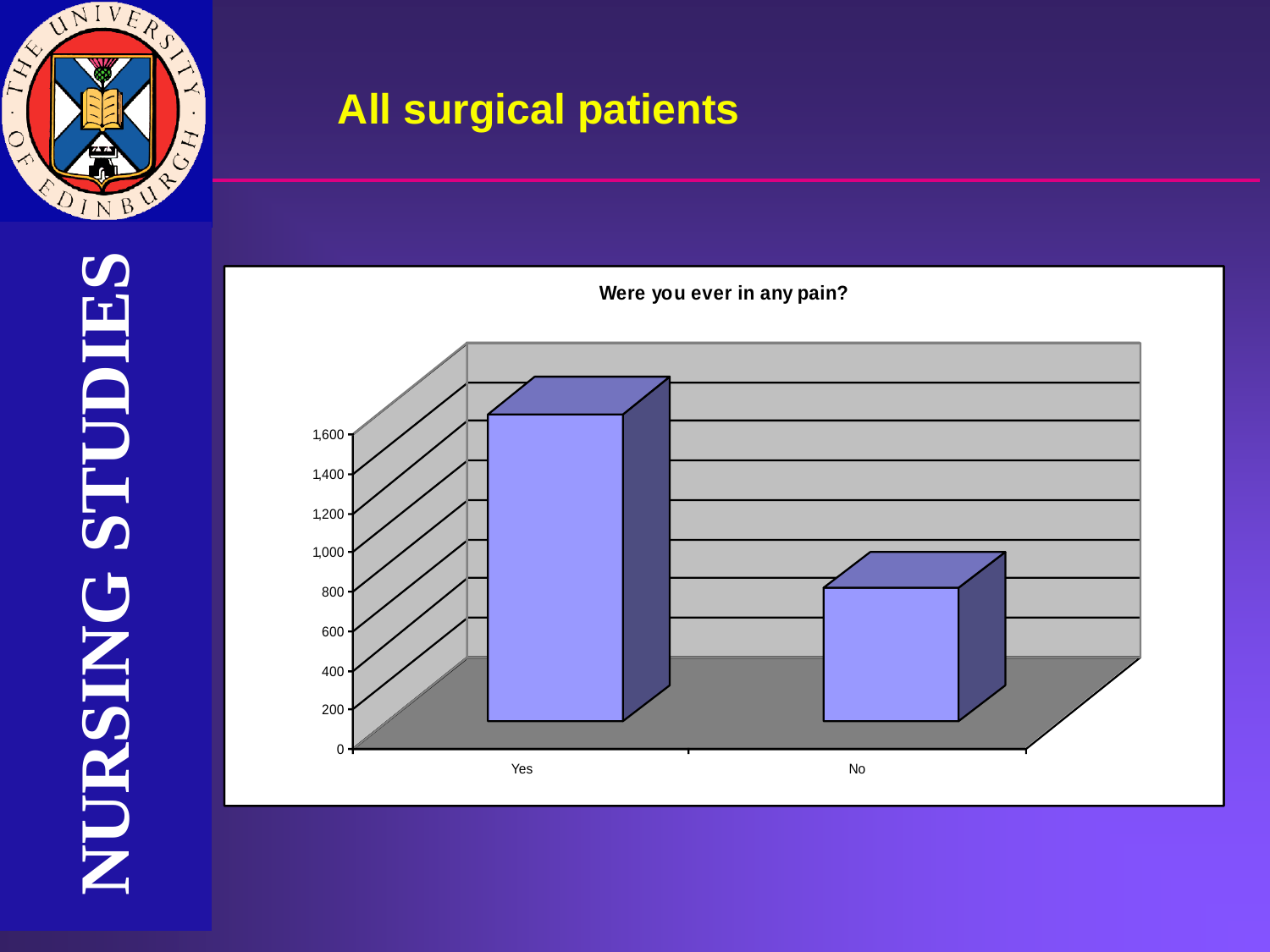# All surgical patients

**Were you ever in any pain?**

| Response | Value (approx.) |
|---|---|
| Yes | ~1,600 |
| No | ~700 |

NURSING STUDIES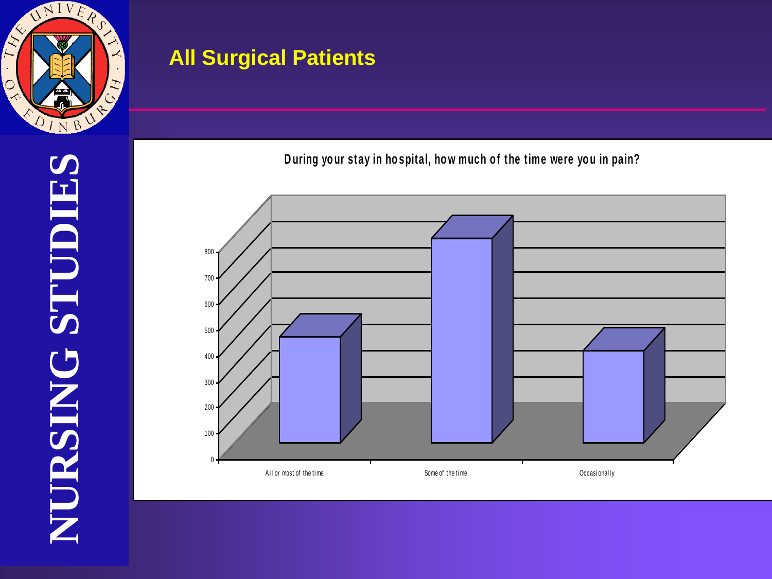# All Surgical Patients

NURSING STUDIES

During your stay in hospital, how much of the time were you in pain?

| Response | Value (approx.) |
| --- | --- |
| All or most of the time | ~460 |
| Some of the time | ~830 |
| Occasionally | ~410 |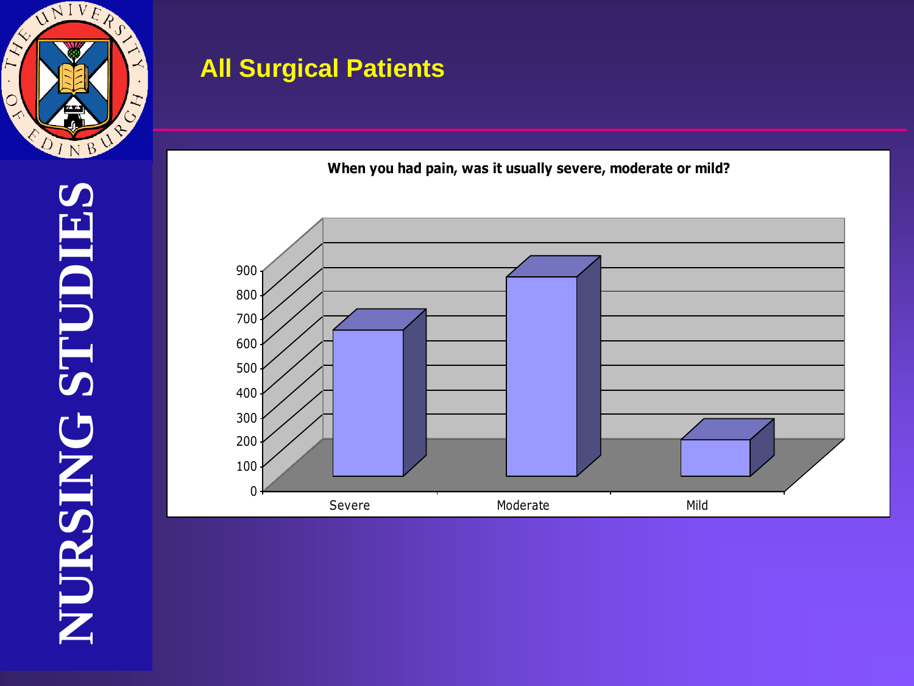NURSING STUDIES

## All Surgical Patients

**When you had pain, was it usually severe, moderate or mild?**

900
800
700
600
500
400
300
200
100
0

Severe Moderate Mild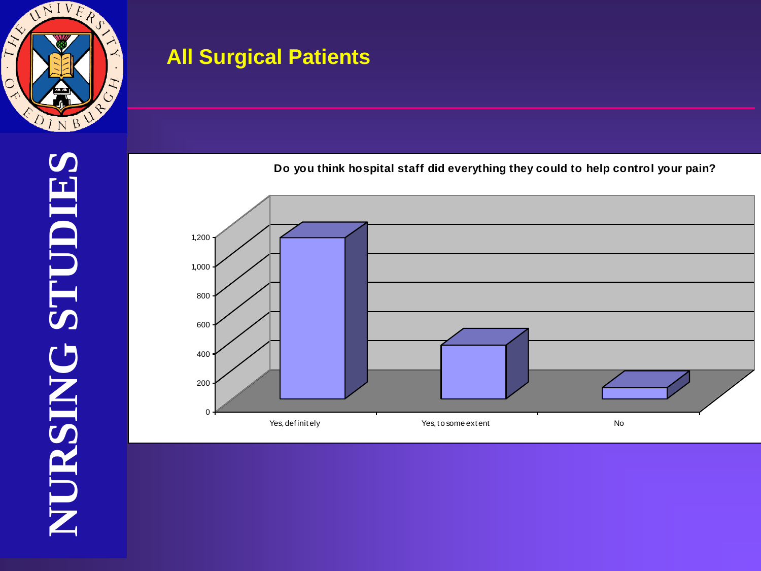## All Surgical Patients

**Do you think hospital staff did everything they could to help control your pain?**

| Response | Count (approx.) |
|---|---|
| Yes, definitely | ~1,100 |
| Yes, to some extent | ~370 |
| No | ~75 |

NURSING STUDIES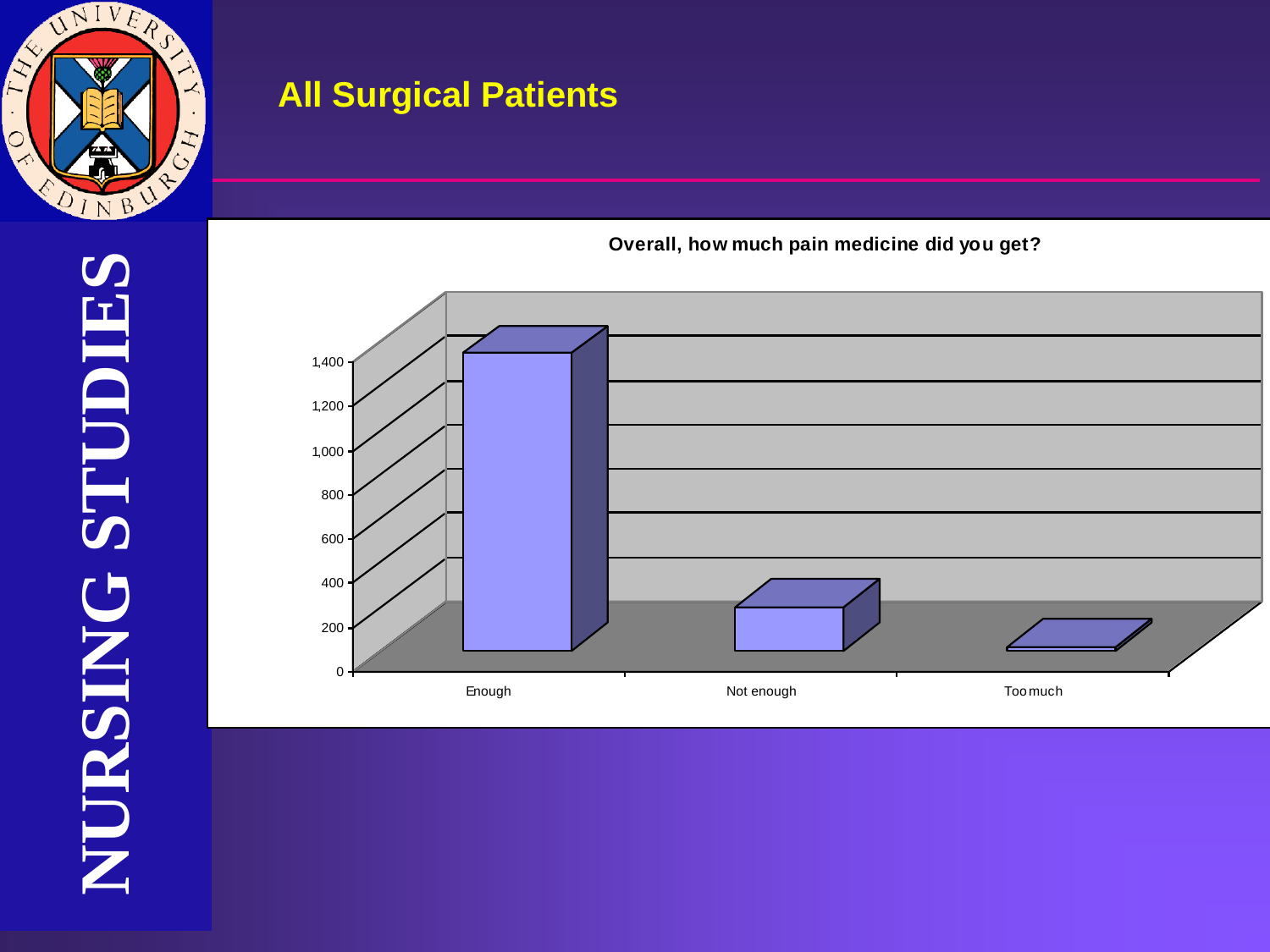NURSING STUDIES

## All Surgical Patients

**Overall, how much pain medicine did you get?**

| Response | Approx. count |
|---|---|
| Enough | ~1,400 |
| Not enough | ~200 |
| Too much | ~10 |

Y-axis: 0, 200, 400, 600, 800, 1,000, 1,200, 1,400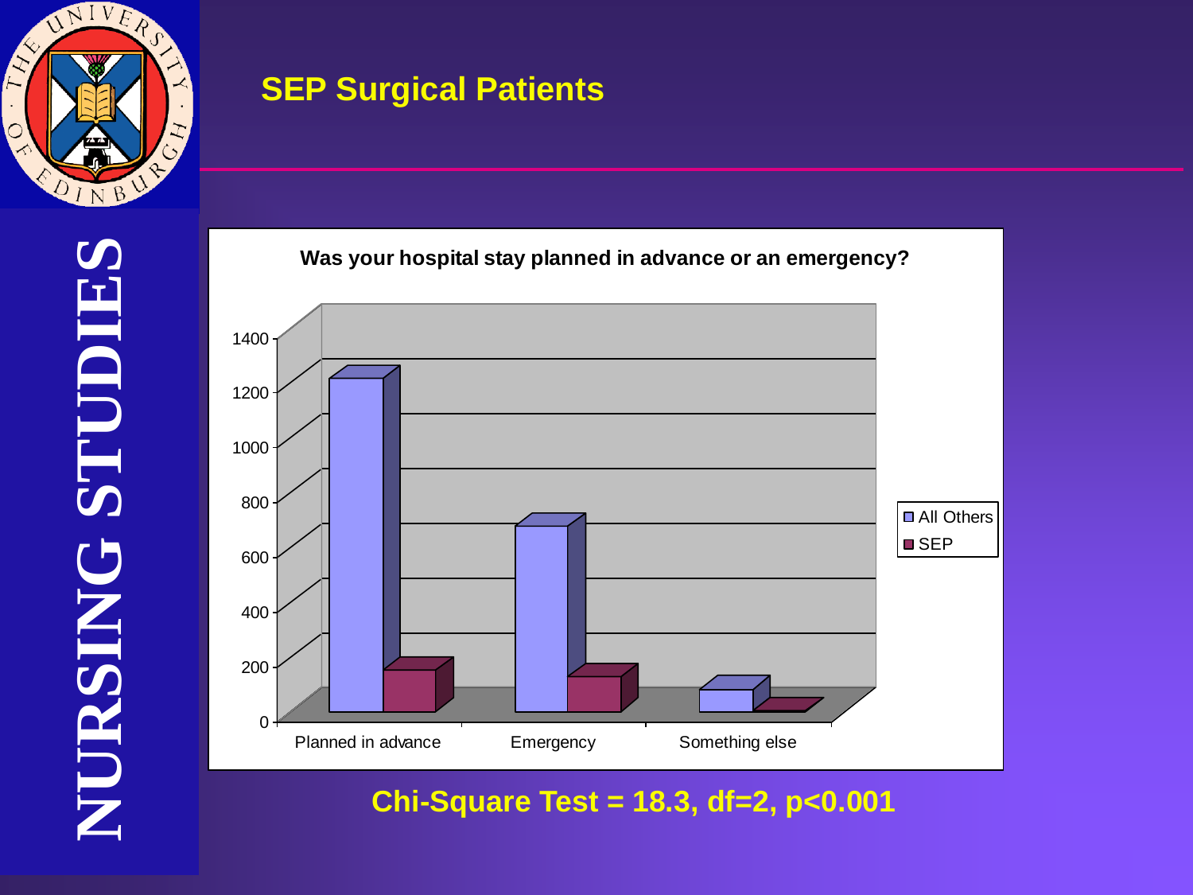# SEP Surgical Patients

**Was your hospital stay planned in advance or an emergency?**

Chi-Square Test = 18.3, df=2, $p<0.001$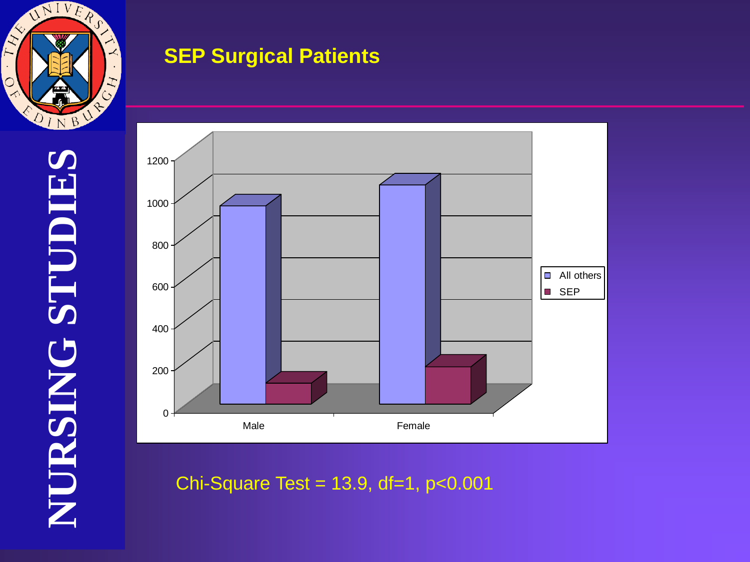## SEP Surgical Patients

Chi-Square Test = 13.9, df=1, $p<0.001$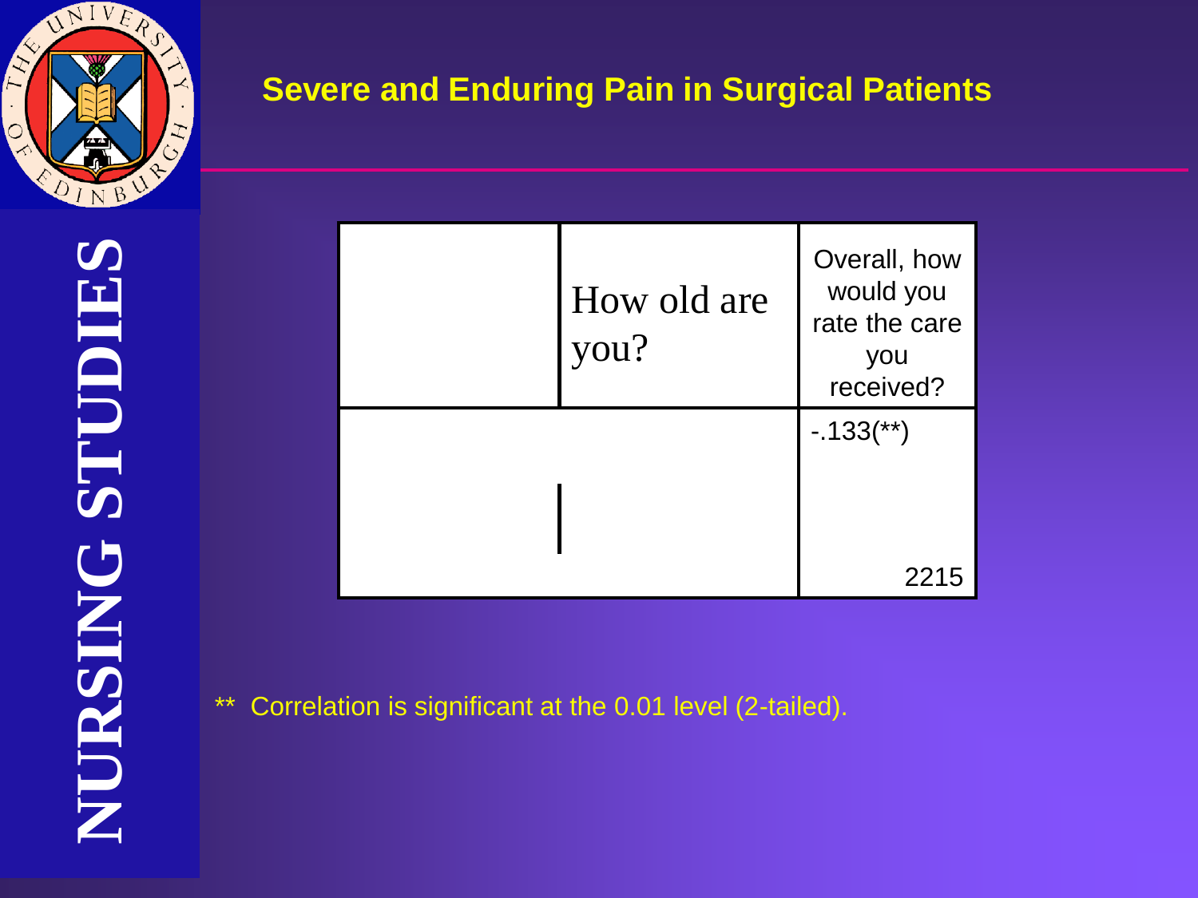## Severe and Enduring Pain in Surgical Patients

| | How old are you? | Overall, how would you rate the care you received? |
|---|---|---|
| | | -.133(**) |
| | | 2215 |

** Correlation is significant at the 0.01 level (2-tailed).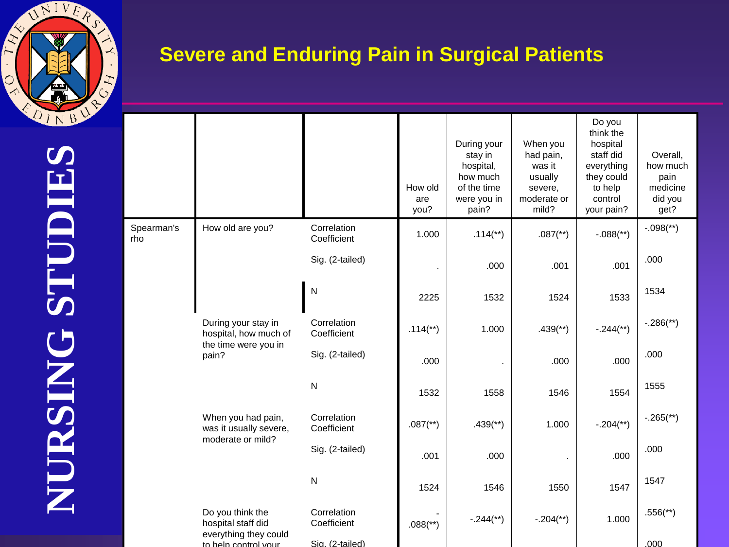# Severe and Enduring Pain in Surgical Patients

| | | | How old are you? | During your stay in hospital, how much of the time were you in pain? | When you had pain, was it usually severe, moderate or mild? | Do you think the hospital staff did everything they could to help control your pain? | Overall, how much pain medicine did you get? |
|---|---|---|---|---|---|---|---|
| Spearman's rho | How old are you? | Correlation Coefficient | 1.000 | .114(**) | .087(**) | -.088(**) | -.098(**) |
| | | Sig. (2-tailed) | . | .000 | .001 | .001 | .000 |
| | | N | 2225 | 1532 | 1524 | 1533 | 1534 |
| | During your stay in hospital, how much of the time were you in pain? | Correlation Coefficient | .114(**) | 1.000 | .439(**) | -.244(**) | -.286(**) |
| | | Sig. (2-tailed) | .000 | . | .000 | .000 | .000 |
| | | N | 1532 | 1558 | 1546 | 1554 | 1555 |
| | When you had pain, was it usually severe, moderate or mild? | Correlation Coefficient | .087(**) | .439(**) | 1.000 | -.204(**) | -.265(**) |
| | | Sig. (2-tailed) | .001 | .000 | . | .000 | .000 |
| | | N | 1524 | 1546 | 1550 | 1547 | 1547 |
| | Do you think the hospital staff did everything they could to help control your | Correlation Coefficient | -.088(**) | -.244(**) | -.204(**) | 1.000 | .556(**) |
| | | Sig. (2-tailed) | | | | | .000 |

NURSING STUDIES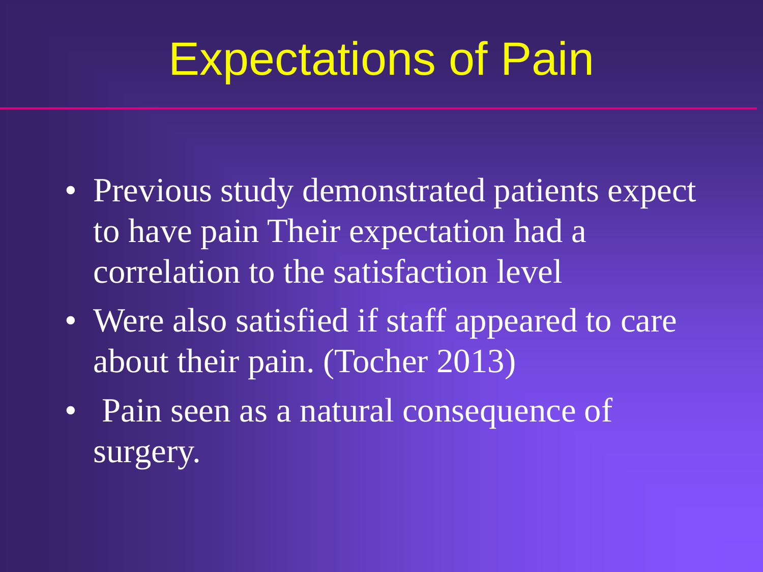# Expectations of Pain

- Previous study demonstrated patients expect to have pain Their expectation had a correlation to the satisfaction level
- Were also satisfied if staff appeared to care about their pain. (Tocher 2013)
- Pain seen as a natural consequence of surgery.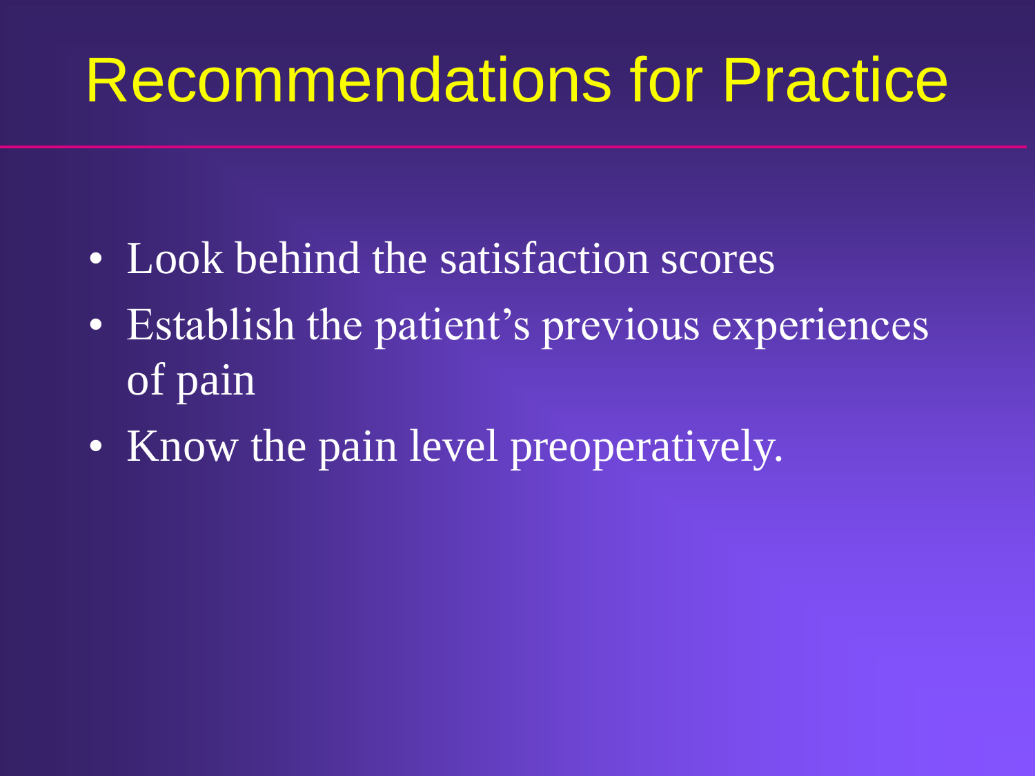# Recommendations for Practice

- Look behind the satisfaction scores
- Establish the patient's previous experiences of pain
- Know the pain level preoperatively.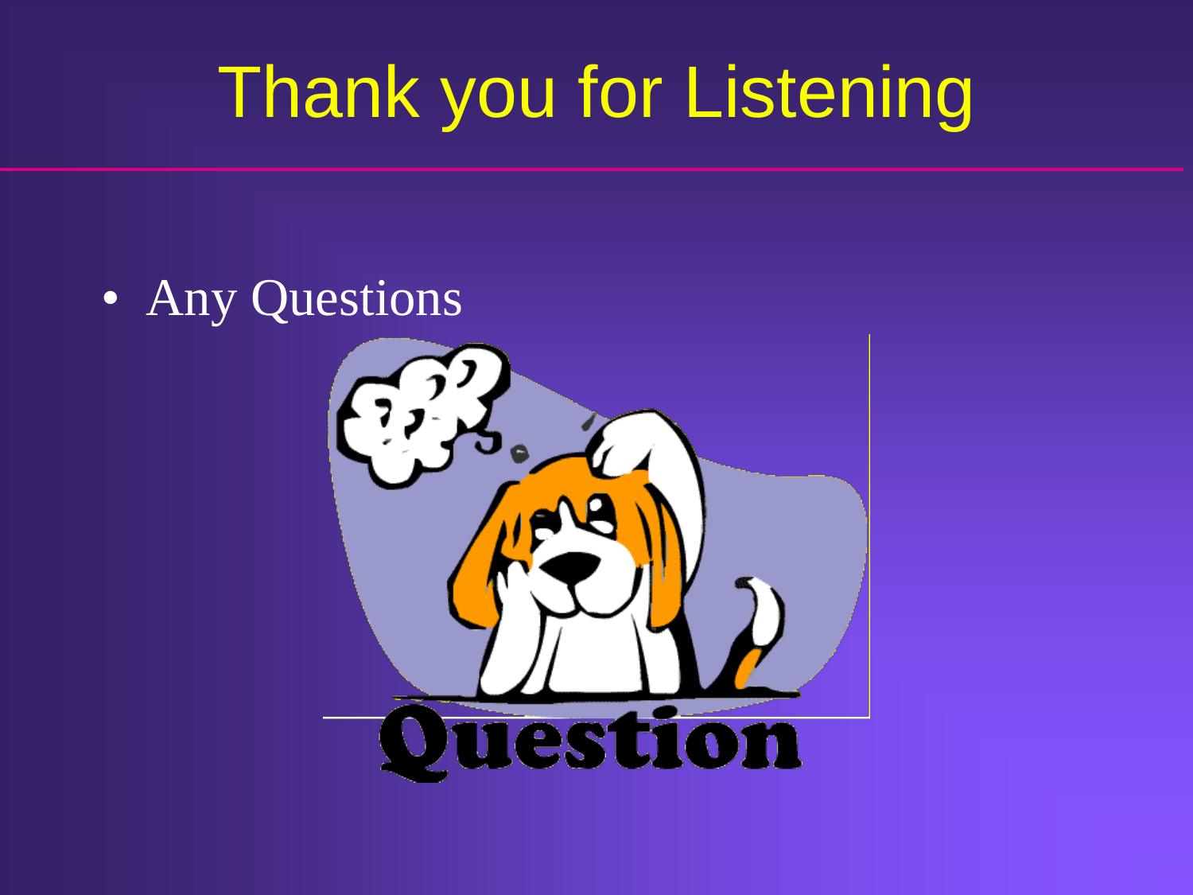# Thank you for Listening

- Any Questions